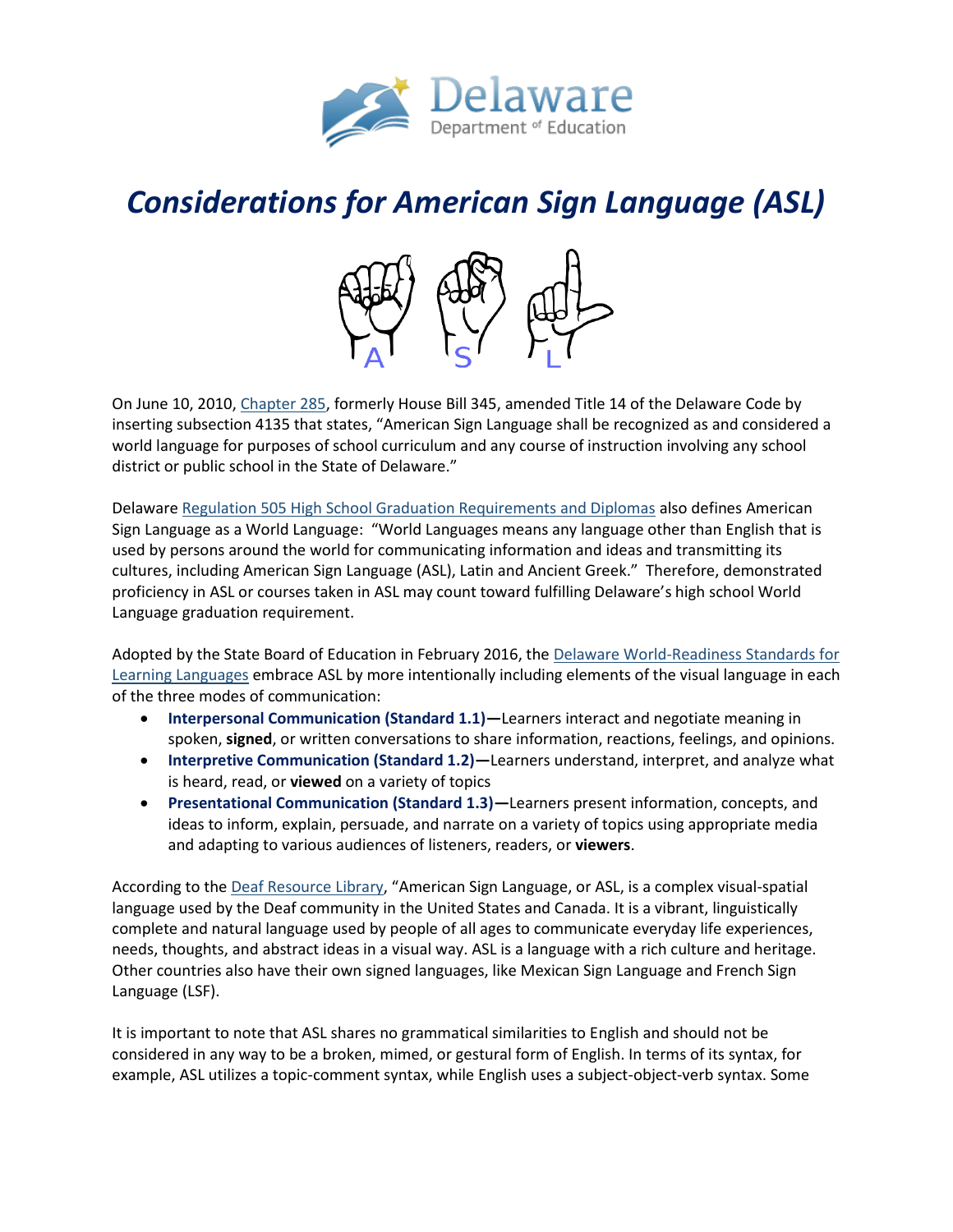# *Considerations for American Sign Language (ASL)*

On June 10, 2010, Chapter 285, formerly House Bill 345, amended Title 14 of the Delaware Code by inserting subsection 4135 that states, "American Sign Language shall be recognized as and considered a world language for purposes of school curriculum and any course of instruction involving any school district or public school in the State of Delaware."

Delaware Regulation 505 High School Graduation Requirements and Diplomas also defines American Sign Language as a World Language: "World Languages means any language other than English that is used by persons around the world for communicating information and ideas and transmitting its cultures, including American Sign Language (ASL), Latin and Ancient Greek." Therefore, demonstrated proficiency in ASL or courses taken in ASL may count toward fulfilling Delaware's high school World Language graduation requirement.

Adopted by the State Board of Education in February 2016, the Delaware World-Readiness Standards for Learning Languages embrace ASL by more intentionally including elements of the visual language in each of the three modes of communication:

- **Interpersonal Communication (Standard 1.1)—**Learners interact and negotiate meaning in spoken, **signed**, or written conversations to share information, reactions, feelings, and opinions.
- **Interpretive Communication (Standard 1.2)—**Learners understand, interpret, and analyze what is heard, read, or **viewed** on a variety of topics
- **Presentational Communication (Standard 1.3)—**Learners present information, concepts, and ideas to inform, explain, persuade, and narrate on a variety of topics using appropriate media and adapting to various audiences of listeners, readers, or **viewers**.

According to the Deaf Resource Library, "American Sign Language, or ASL, is a complex visual-spatial language used by the Deaf community in the United States and Canada. It is a vibrant, linguistically complete and natural language used by people of all ages to communicate everyday life experiences, needs, thoughts, and abstract ideas in a visual way. ASL is a language with a rich culture and heritage. Other countries also have their own signed languages, like Mexican Sign Language and French Sign Language (LSF).

It is important to note that ASL shares no grammatical similarities to English and should not be considered in any way to be a broken, mimed, or gestural form of English. In terms of its syntax, for example, ASL utilizes a topic-comment syntax, while English uses a subject-object-verb syntax. Some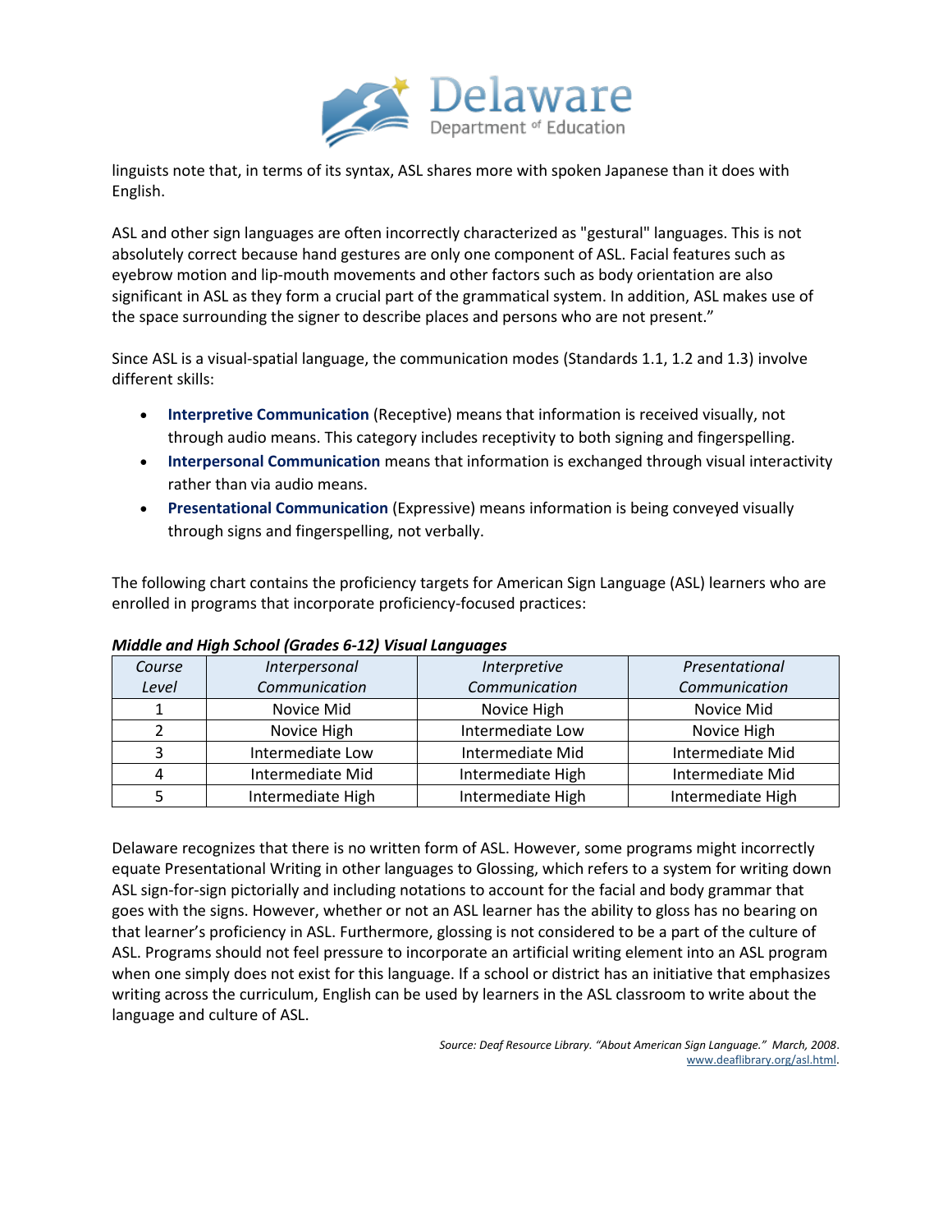linguists note that, in terms of its syntax, ASL shares more with spoken Japanese than it does with English.

ASL and other sign languages are often incorrectly characterized as "gestural" languages. This is not absolutely correct because hand gestures are only one component of ASL. Facial features such as eyebrow motion and lip-mouth movements and other factors such as body orientation are also significant in ASL as they form a crucial part of the grammatical system. In addition, ASL makes use of the space surrounding the signer to describe places and persons who are not present."

Since ASL is a visual-spatial language, the communication modes (Standards 1.1, 1.2 and 1.3) involve different skills:

- **Interpretive Communication** (Receptive) means that information is received visually, not through audio means. This category includes receptivity to both signing and fingerspelling.
- **Interpersonal Communication** means that information is exchanged through visual interactivity rather than via audio means.
- **Presentational Communication** (Expressive) means information is being conveyed visually through signs and fingerspelling, not verbally.

The following chart contains the proficiency targets for American Sign Language (ASL) learners who are enrolled in programs that incorporate proficiency-focused practices:

***Middle and High School (Grades 6-12) Visual Languages***

| *Course Level* | *Interpersonal Communication* | *Interpretive Communication* | *Presentational Communication* |
|---|---|---|---|
| 1 | Novice Mid | Novice High | Novice Mid |
| 2 | Novice High | Intermediate Low | Novice High |
| 3 | Intermediate Low | Intermediate Mid | Intermediate Mid |
| 4 | Intermediate Mid | Intermediate High | Intermediate Mid |
| 5 | Intermediate High | Intermediate High | Intermediate High |

Delaware recognizes that there is no written form of ASL. However, some programs might incorrectly equate Presentational Writing in other languages to Glossing, which refers to a system for writing down ASL sign-for-sign pictorially and including notations to account for the facial and body grammar that goes with the signs. However, whether or not an ASL learner has the ability to gloss has no bearing on that learner's proficiency in ASL. Furthermore, glossing is not considered to be a part of the culture of ASL. Programs should not feel pressure to incorporate an artificial writing element into an ASL program when one simply does not exist for this language. If a school or district has an initiative that emphasizes writing across the curriculum, English can be used by learners in the ASL classroom to write about the language and culture of ASL.

*Source: Deaf Resource Library. "About American Sign Language." March, 2008.* www.deaflibrary.org/asl.html.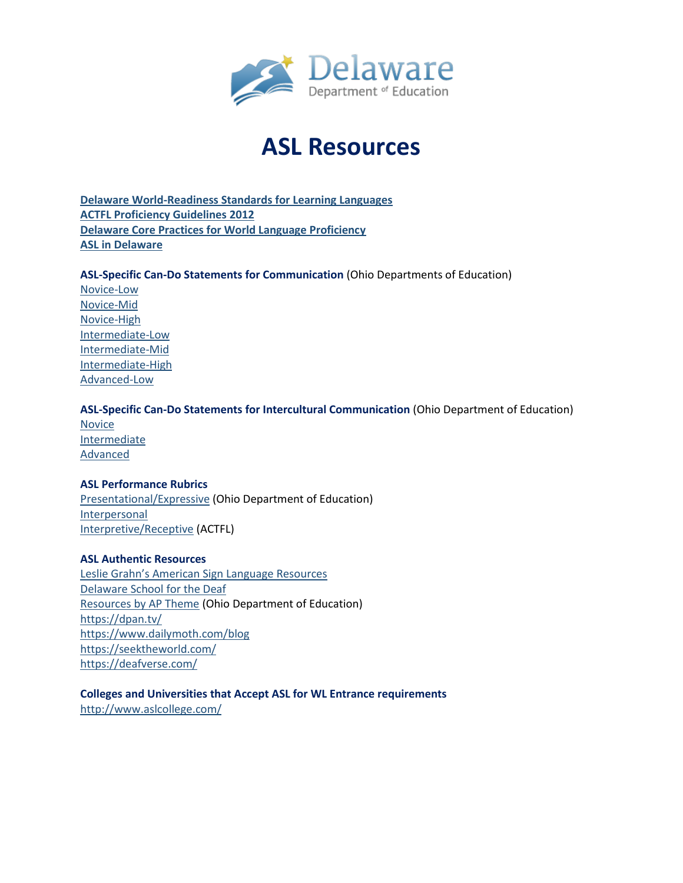Delaware Department of Education

# ASL Resources

**Delaware World-Readiness Standards for Learning Languages**
**ACTFL Proficiency Guidelines 2012**
**Delaware Core Practices for World Language Proficiency**
**ASL in Delaware**

**ASL-Specific Can-Do Statements for Communication** (Ohio Departments of Education)
Novice-Low
Novice-Mid
Novice-High
Intermediate-Low
Intermediate-Mid
Intermediate-High
Advanced-Low

**ASL-Specific Can-Do Statements for Intercultural Communication** (Ohio Department of Education)
Novice
Intermediate
Advanced

**ASL Performance Rubrics**
Presentational/Expressive (Ohio Department of Education)
Interpersonal
Interpretive/Receptive (ACTFL)

**ASL Authentic Resources**
Leslie Grahn's American Sign Language Resources
Delaware School for the Deaf
Resources by AP Theme (Ohio Department of Education)
https://dpan.tv/
https://www.dailymoth.com/blog
https://seektheworld.com/
https://deafverse.com/

**Colleges and Universities that Accept ASL for WL Entrance requirements**
http://www.aslcollege.com/